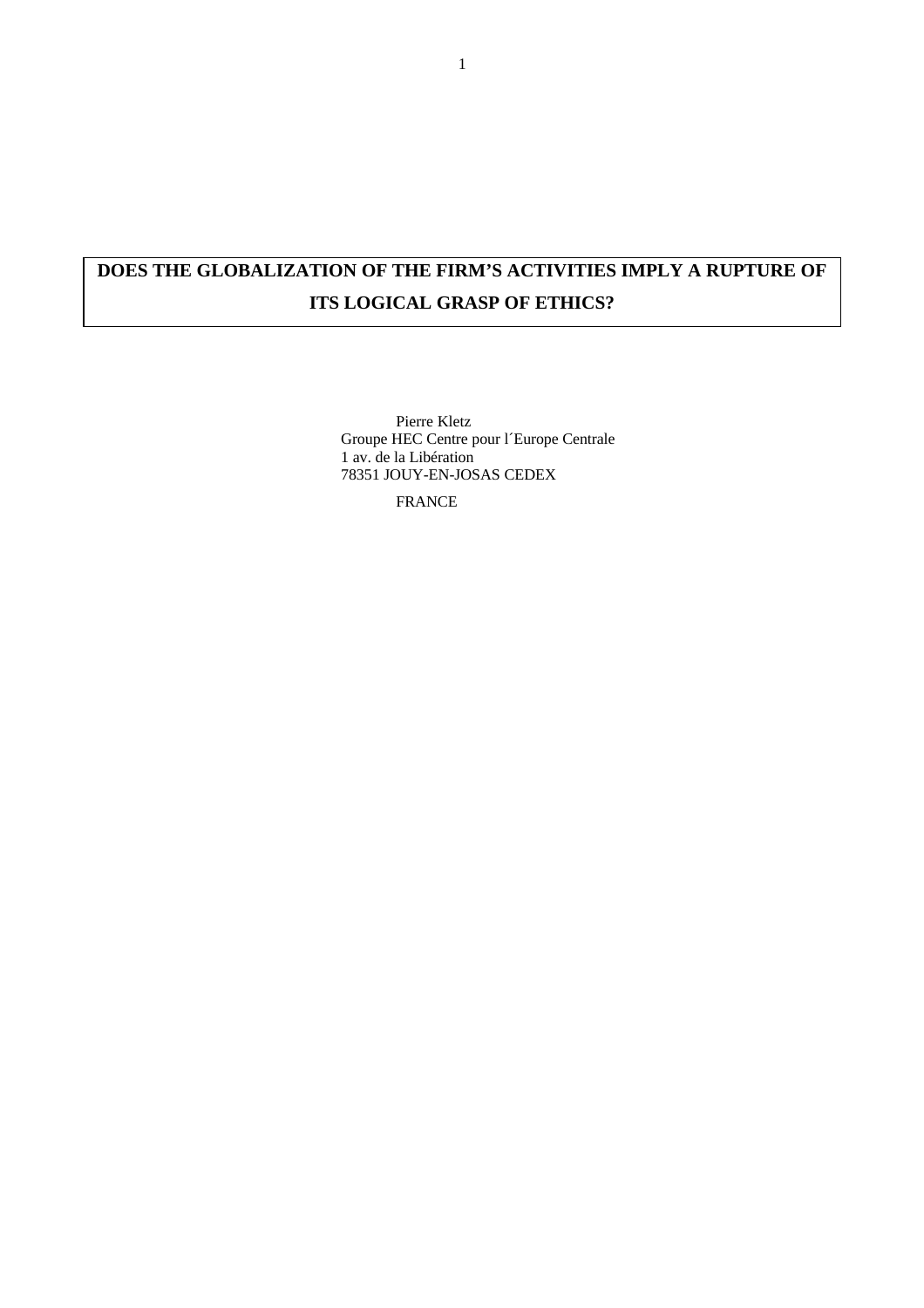# DOES THE GLOBALIZATION OF THE FIRM'S ACTIVITIES IMPLY A RUPTURE OF ITS LOGICAL GRASP OF ETHICS?

Pierre Kletz
Groupe HEC Centre pour l´Europe Centrale
1 av. de la Libération
78351 JOUY-EN-JOSAS CEDEX

FRANCE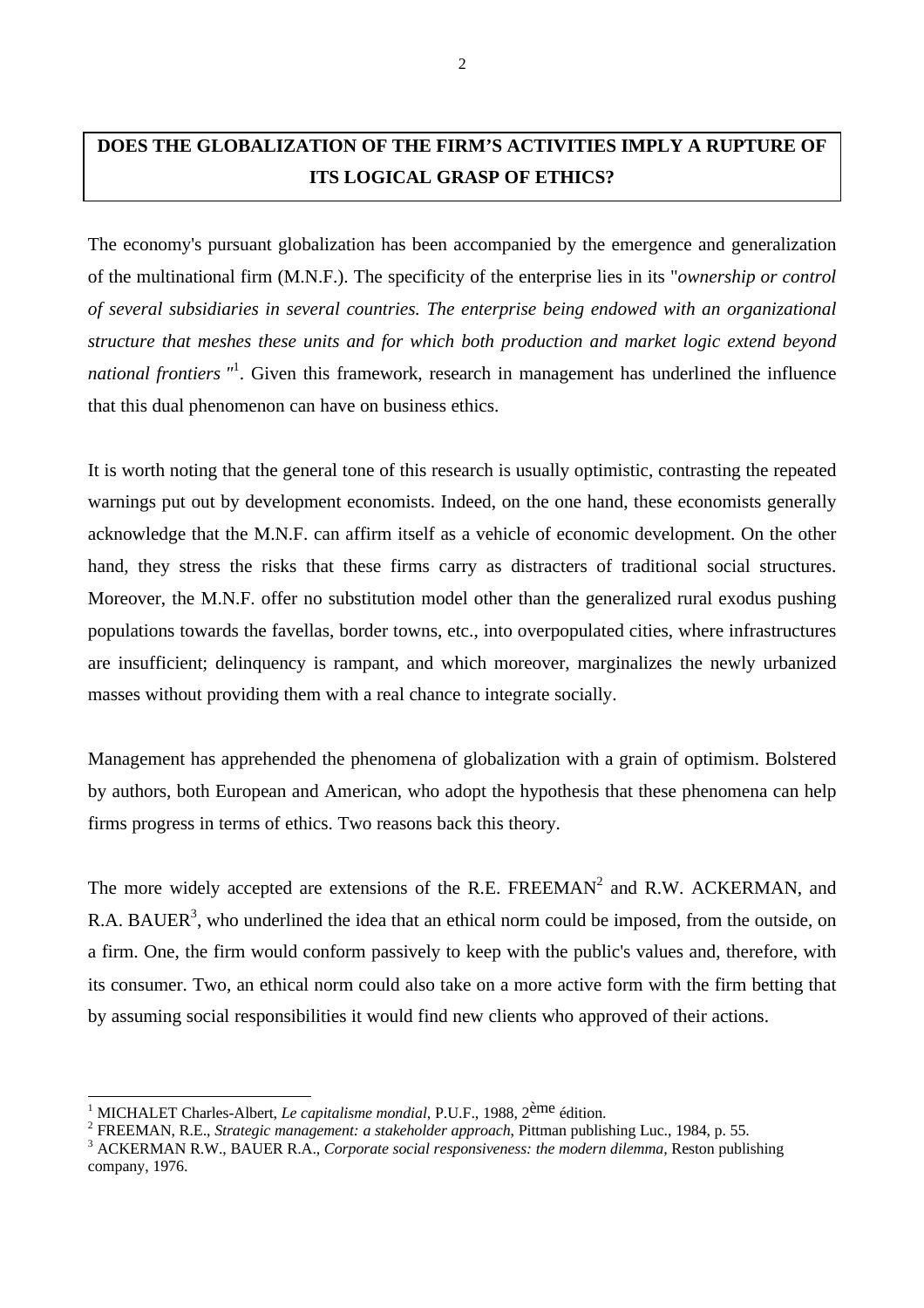**DOES THE GLOBALIZATION OF THE FIRM'S ACTIVITIES IMPLY A RUPTURE OF ITS LOGICAL GRASP OF ETHICS?**

The economy's pursuant globalization has been accompanied by the emergence and generalization of the multinational firm (M.N.F.). The specificity of the enterprise lies in its "*ownership or control of several subsidiaries in several countries. The enterprise being endowed with an organizational structure that meshes these units and for which both production and market logic extend beyond national frontiers* "[1]. Given this framework, research in management has underlined the influence that this dual phenomenon can have on business ethics.

It is worth noting that the general tone of this research is usually optimistic, contrasting the repeated warnings put out by development economists. Indeed, on the one hand, these economists generally acknowledge that the M.N.F. can affirm itself as a vehicle of economic development. On the other hand, they stress the risks that these firms carry as distracters of traditional social structures. Moreover, the M.N.F. offer no substitution model other than the generalized rural exodus pushing populations towards the favellas, border towns, etc., into overpopulated cities, where infrastructures are insufficient; delinquency is rampant, and which moreover, marginalizes the newly urbanized masses without providing them with a real chance to integrate socially.

Management has apprehended the phenomena of globalization with a grain of optimism. Bolstered by authors, both European and American, who adopt the hypothesis that these phenomena can help firms progress in terms of ethics. Two reasons back this theory.

The more widely accepted are extensions of the R.E. FREEMAN[2] and R.W. ACKERMAN, and R.A. BAUER[3], who underlined the idea that an ethical norm could be imposed, from the outside, on a firm. One, the firm would conform passively to keep with the public's values and, therefore, with its consumer. Two, an ethical norm could also take on a more active form with the firm betting that by assuming social responsibilities it would find new clients who approved of their actions.

---

[1] MICHALET Charles-Albert, *Le capitalisme mondial*, P.U.F., 1988, 2ème édition.

[2] FREEMAN, R.E., *Strategic management: a stakeholder approach*, Pittman publishing Luc., 1984, p. 55.

[3] ACKERMAN R.W., BAUER R.A., *Corporate social responsiveness: the modern dilemma*, Reston publishing company, 1976.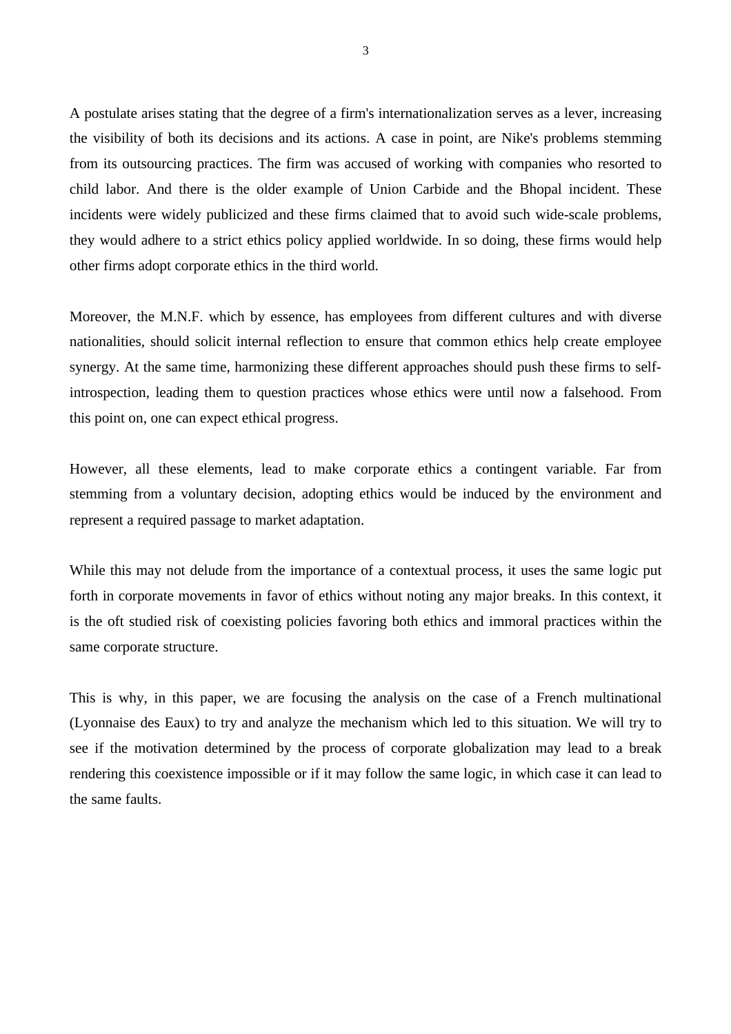A postulate arises stating that the degree of a firm's internationalization serves as a lever, increasing the visibility of both its decisions and its actions. A case in point, are Nike's problems stemming from its outsourcing practices. The firm was accused of working with companies who resorted to child labor. And there is the older example of Union Carbide and the Bhopal incident. These incidents were widely publicized and these firms claimed that to avoid such wide-scale problems, they would adhere to a strict ethics policy applied worldwide. In so doing, these firms would help other firms adopt corporate ethics in the third world.

Moreover, the M.N.F. which by essence, has employees from different cultures and with diverse nationalities, should solicit internal reflection to ensure that common ethics help create employee synergy. At the same time, harmonizing these different approaches should push these firms to self-introspection, leading them to question practices whose ethics were until now a falsehood. From this point on, one can expect ethical progress.

However, all these elements, lead to make corporate ethics a contingent variable. Far from stemming from a voluntary decision, adopting ethics would be induced by the environment and represent a required passage to market adaptation.

While this may not delude from the importance of a contextual process, it uses the same logic put forth in corporate movements in favor of ethics without noting any major breaks. In this context, it is the oft studied risk of coexisting policies favoring both ethics and immoral practices within the same corporate structure.

This is why, in this paper, we are focusing the analysis on the case of a French multinational (Lyonnaise des Eaux) to try and analyze the mechanism which led to this situation. We will try to see if the motivation determined by the process of corporate globalization may lead to a break rendering this coexistence impossible or if it may follow the same logic, in which case it can lead to the same faults.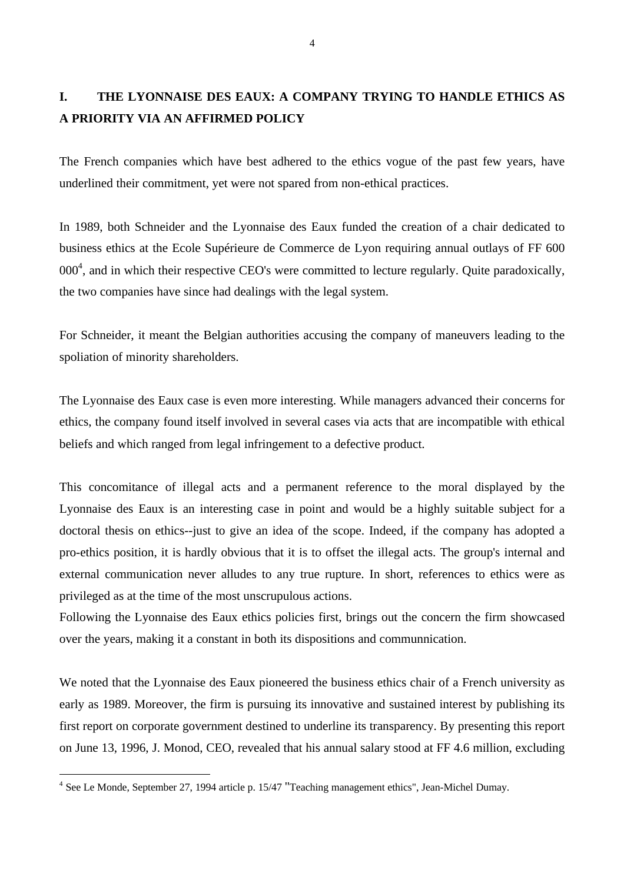## I. THE LYONNAISE DES EAUX: A COMPANY TRYING TO HANDLE ETHICS AS A PRIORITY VIA AN AFFIRMED POLICY

The French companies which have best adhered to the ethics vogue of the past few years, have underlined their commitment, yet were not spared from non-ethical practices.

In 1989, both Schneider and the Lyonnaise des Eaux funded the creation of a chair dedicated to business ethics at the Ecole Supérieure de Commerce de Lyon requiring annual outlays of FF 600 000[4], and in which their respective CEO's were committed to lecture regularly. Quite paradoxically, the two companies have since had dealings with the legal system.

For Schneider, it meant the Belgian authorities accusing the company of maneuvers leading to the spoliation of minority shareholders.

The Lyonnaise des Eaux case is even more interesting. While managers advanced their concerns for ethics, the company found itself involved in several cases via acts that are incompatible with ethical beliefs and which ranged from legal infringement to a defective product.

This concomitance of illegal acts and a permanent reference to the moral displayed by the Lyonnaise des Eaux is an interesting case in point and would be a highly suitable subject for a doctoral thesis on ethics--just to give an idea of the scope. Indeed, if the company has adopted a pro-ethics position, it is hardly obvious that it is to offset the illegal acts. The group's internal and external communication never alludes to any true rupture. In short, references to ethics were as privileged as at the time of the most unscrupulous actions.

Following the Lyonnaise des Eaux ethics policies first, brings out the concern the firm showcased over the years, making it a constant in both its dispositions and communnication.

We noted that the Lyonnaise des Eaux pioneered the business ethics chair of a French university as early as 1989. Moreover, the firm is pursuing its innovative and sustained interest by publishing its first report on corporate government destined to underline its transparency. By presenting this report on June 13, 1996, J. Monod, CEO, revealed that his annual salary stood at FF 4.6 million, excluding

---

[4] See Le Monde, September 27, 1994 article p. 15/47 "Teaching management ethics", Jean-Michel Dumay.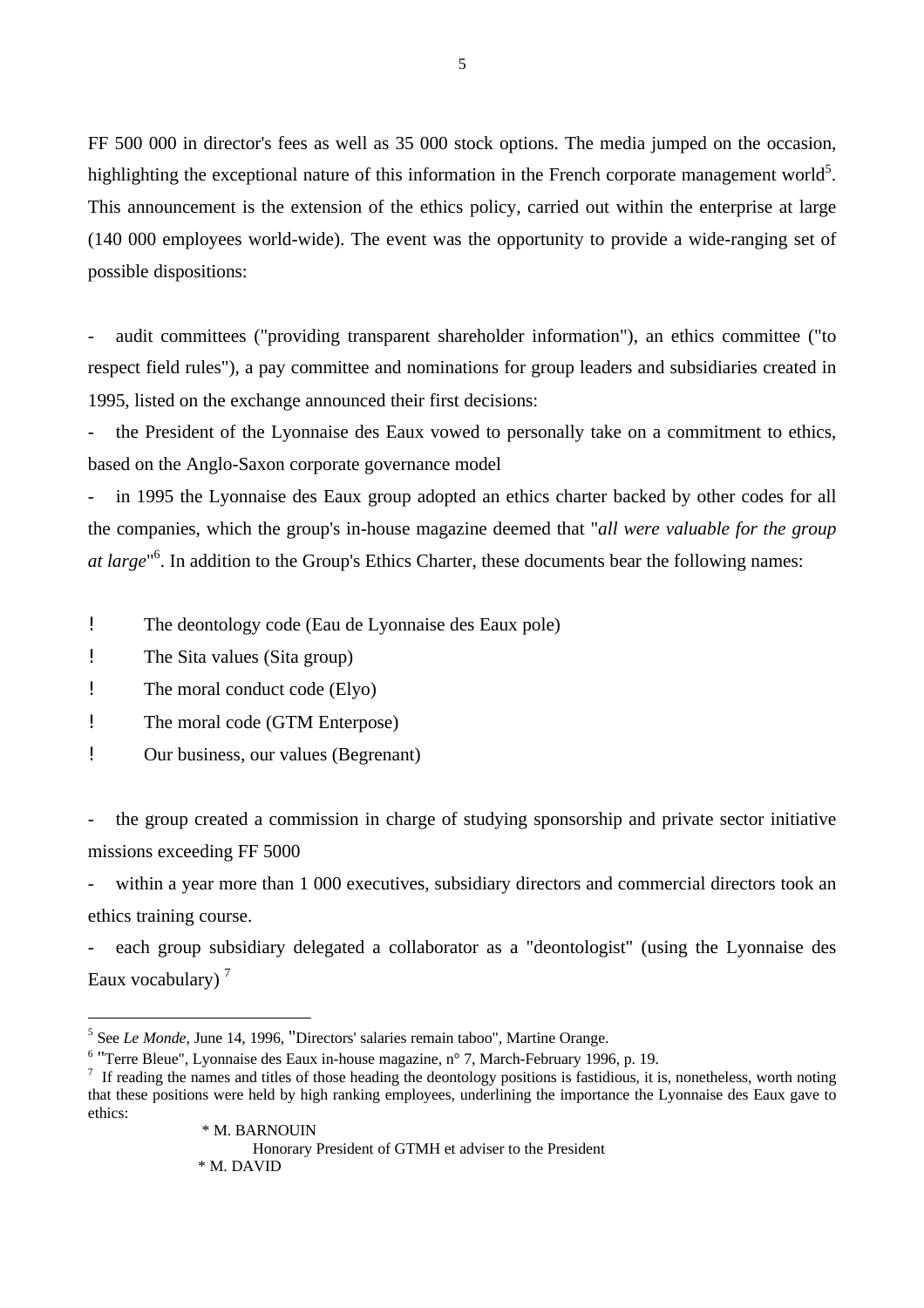FF 500 000 in director's fees as well as 35 000 stock options. The media jumped on the occasion, highlighting the exceptional nature of this information in the French corporate management world[5]. This announcement is the extension of the ethics policy, carried out within the enterprise at large (140 000 employees world-wide). The event was the opportunity to provide a wide-ranging set of possible dispositions:

- audit committees ("providing transparent shareholder information"), an ethics committee ("to respect field rules"), a pay committee and nominations for group leaders and subsidiaries created in 1995, listed on the exchange announced their first decisions:
- the President of the Lyonnaise des Eaux vowed to personally take on a commitment to ethics, based on the Anglo-Saxon corporate governance model
- in 1995 the Lyonnaise des Eaux group adopted an ethics charter backed by other codes for all the companies, which the group's in-house magazine deemed that "*all were valuable for the group at large*"[6]. In addition to the Group's Ethics Charter, these documents bear the following names:

! The deontology code (Eau de Lyonnaise des Eaux pole)

! The Sita values (Sita group)

! The moral conduct code (Elyo)

! The moral code (GTM Enterpose)

! Our business, our values (Begrenant)

- the group created a commission in charge of studying sponsorship and private sector initiative missions exceeding FF 5000
- within a year more than 1 000 executives, subsidiary directors and commercial directors took an ethics training course.
- each group subsidiary delegated a collaborator as a "deontologist" (using the Lyonnaise des Eaux vocabulary) [7]

---

[5] See *Le Monde,* June 14, 1996, "Directors' salaries remain taboo", Martine Orange.

[6] "Terre Bleue", Lyonnaise des Eaux in-house magazine, n° 7, March-February 1996, p. 19.

[7] If reading the names and titles of those heading the deontology positions is fastidious, it is, nonetheless, worth noting that these positions were held by high ranking employees, underlining the importance the Lyonnaise des Eaux gave to ethics:

* M. BARNOUIN
  Honorary President of GTMH et adviser to the President
* M. DAVID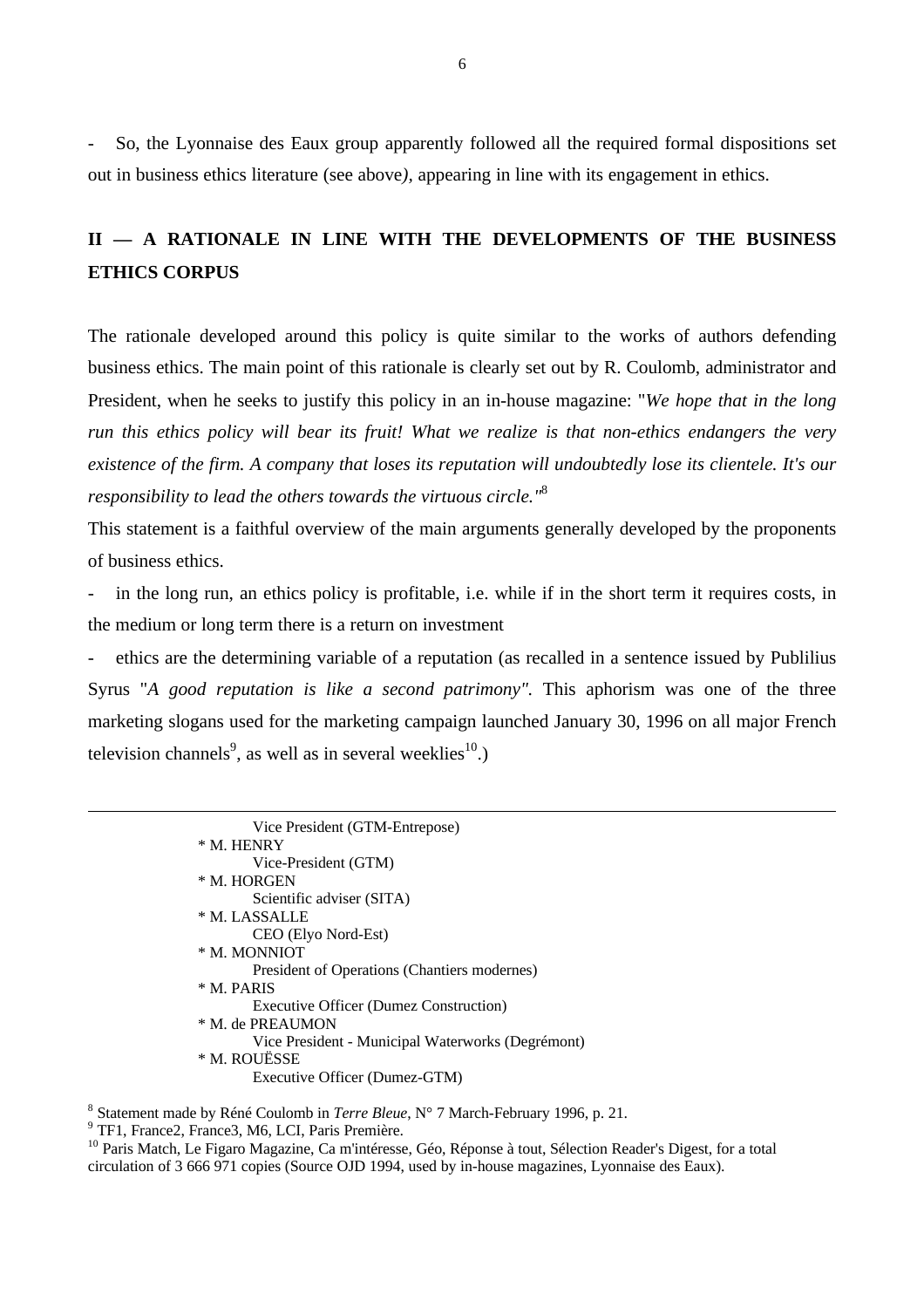- So, the Lyonnaise des Eaux group apparently followed all the required formal dispositions set out in business ethics literature (see above*)*, appearing in line with its engagement in ethics.

## II — A RATIONALE IN LINE WITH THE DEVELOPMENTS OF THE BUSINESS ETHICS CORPUS

The rationale developed around this policy is quite similar to the works of authors defending business ethics. The main point of this rationale is clearly set out by R. Coulomb, administrator and President, when he seeks to justify this policy in an in-house magazine: "*We hope that in the long run this ethics policy will bear its fruit! What we realize is that non-ethics endangers the very existence of the firm. A company that loses its reputation will undoubtedly lose its clientele. It's our responsibility to lead the others towards the virtuous circle."*[8]

This statement is a faithful overview of the main arguments generally developed by the proponents of business ethics.

- in the long run, an ethics policy is profitable, i.e. while if in the short term it requires costs, in the medium or long term there is a return on investment
- ethics are the determining variable of a reputation (as recalled in a sentence issued by Publilius Syrus "*A good reputation is like a second patrimony"*. This aphorism was one of the three marketing slogans used for the marketing campaign launched January 30, 1996 on all major French television channels[9], as well as in several weeklies[10].)

---

Vice President (GTM-Entrepose)
* M. HENRY
Vice-President (GTM)
* M. HORGEN
Scientific adviser (SITA)
* M. LASSALLE
CEO (Elyo Nord-Est)
* M. MONNIOT
President of Operations (Chantiers modernes)
* M. PARIS
Executive Officer (Dumez Construction)
* M. de PREAUMON
Vice President - Municipal Waterworks (Degrémont)
* M. ROUËSSE
Executive Officer (Dumez-GTM)

[8] Statement made by Réné Coulomb in *Terre Bleue*, N° 7 March-February 1996, p. 21.

[9] TF1, France2, France3, M6, LCI, Paris Première.

[10] Paris Match, Le Figaro Magazine, Ca m'intéresse, Géo, Réponse à tout, Sélection Reader's Digest, for a total circulation of 3 666 971 copies (Source OJD 1994, used by in-house magazines, Lyonnaise des Eaux).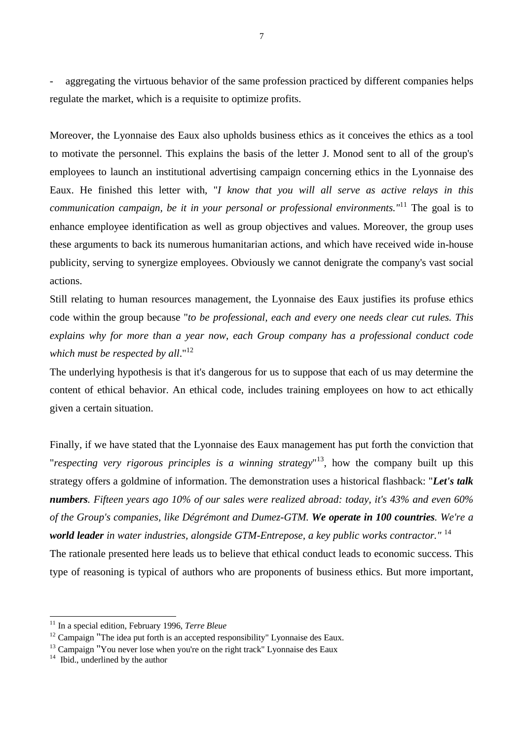- aggregating the virtuous behavior of the same profession practiced by different companies helps regulate the market, which is a requisite to optimize profits.

Moreover, the Lyonnaise des Eaux also upholds business ethics as it conceives the ethics as a tool to motivate the personnel. This explains the basis of the letter J. Monod sent to all of the group's employees to launch an institutional advertising campaign concerning ethics in the Lyonnaise des Eaux. He finished this letter with, "*I know that you will all serve as active relays in this communication campaign, be it in your personal or professional environments."*[11] The goal is to enhance employee identification as well as group objectives and values. Moreover, the group uses these arguments to back its numerous humanitarian actions, and which have received wide in-house publicity, serving to synergize employees. Obviously we cannot denigrate the company's vast social actions.

Still relating to human resources management, the Lyonnaise des Eaux justifies its profuse ethics code within the group because "*to be professional, each and every one needs clear cut rules. This explains why for more than a year now, each Group company has a professional conduct code which must be respected by all*."[12]

The underlying hypothesis is that it's dangerous for us to suppose that each of us may determine the content of ethical behavior. An ethical code, includes training employees on how to act ethically given a certain situation.

Finally, if we have stated that the Lyonnaise des Eaux management has put forth the conviction that "*respecting very rigorous principles is a winning strategy*"[13], how the company built up this strategy offers a goldmine of information. The demonstration uses a historical flashback: "***Let's talk numbers**. Fifteen years ago 10% of our sales were realized abroad: today, it's 43% and even 60% of the Group's companies, like Dégrémont and Dumez-GTM. **We operate in 100 countries**. We're a **world leader** in water industries, alongside GTM-Entrepose, a key public works contractor."* [14]

The rationale presented here leads us to believe that ethical conduct leads to economic success. This type of reasoning is typical of authors who are proponents of business ethics. But more important,

---

[11] In a special edition, February 1996, *Terre Bleue*

[12] Campaign "The idea put forth is an accepted responsibility" Lyonnaise des Eaux.

[13] Campaign "You never lose when you're on the right track" Lyonnaise des Eaux

[14] Ibid., underlined by the author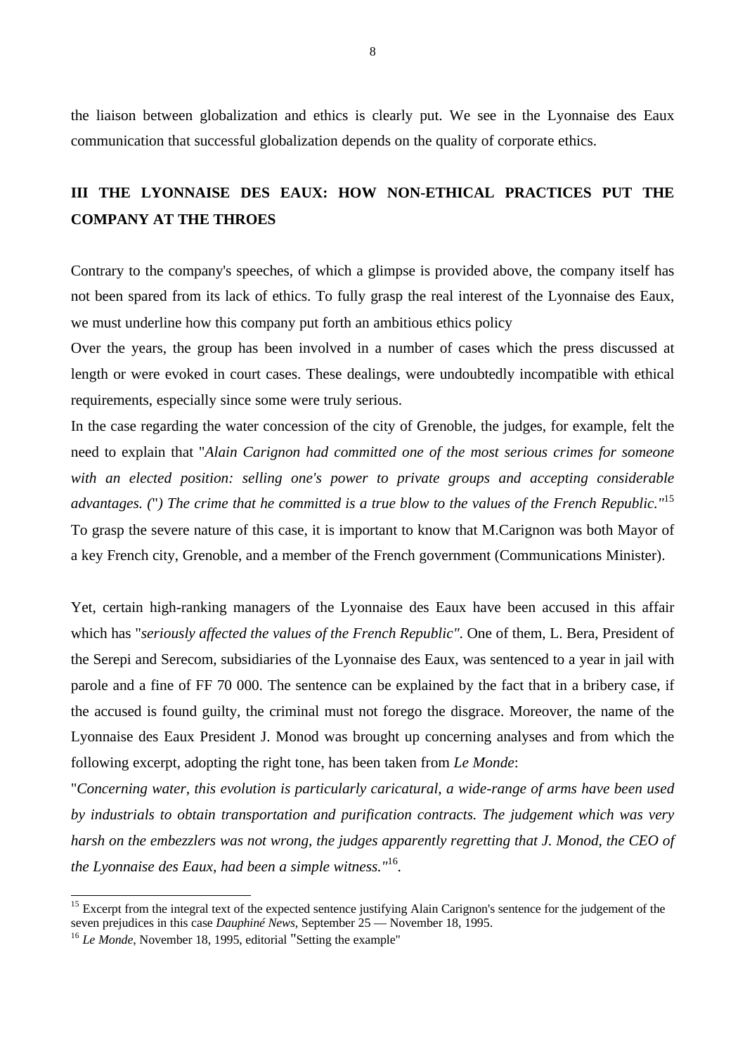the liaison between globalization and ethics is clearly put. We see in the Lyonnaise des Eaux communication that successful globalization depends on the quality of corporate ethics.

## III THE LYONNAISE DES EAUX: HOW NON-ETHICAL PRACTICES PUT THE COMPANY AT THE THROES

Contrary to the company's speeches, of which a glimpse is provided above, the company itself has not been spared from its lack of ethics. To fully grasp the real interest of the Lyonnaise des Eaux, we must underline how this company put forth an ambitious ethics policy

Over the years, the group has been involved in a number of cases which the press discussed at length or were evoked in court cases. These dealings, were undoubtedly incompatible with ethical requirements, especially since some were truly serious.

In the case regarding the water concession of the city of Grenoble, the judges, for example, felt the need to explain that "*Alain Carignon had committed one of the most serious crimes for someone with an elected position: selling one's power to private groups and accepting considerable advantages. (") The crime that he committed is a true blow to the values of the French Republic."*[15]

To grasp the severe nature of this case, it is important to know that M.Carignon was both Mayor of a key French city, Grenoble, and a member of the French government (Communications Minister).

Yet, certain high-ranking managers of the Lyonnaise des Eaux have been accused in this affair which has "*seriously affected the values of the French Republic"*. One of them, L. Bera, President of the Serepi and Serecom, subsidiaries of the Lyonnaise des Eaux, was sentenced to a year in jail with parole and a fine of FF 70 000. The sentence can be explained by the fact that in a bribery case, if the accused is found guilty, the criminal must not forego the disgrace. Moreover, the name of the Lyonnaise des Eaux President J. Monod was brought up concerning analyses and from which the following excerpt, adopting the right tone, has been taken from *Le Monde*:

"*Concerning water, this evolution is particularly caricatural, a wide-range of arms have been used by industrials to obtain transportation and purification contracts. The judgement which was very harsh on the embezzlers was not wrong, the judges apparently regretting that J. Monod, the CEO of the Lyonnaise des Eaux, had been a simple witness."*[16].

---

[15] Excerpt from the integral text of the expected sentence justifying Alain Carignon's sentence for the judgement of the seven prejudices in this case *Dauphiné News*, September 25 — November 18, 1995.

[16] *Le Monde*, November 18, 1995, editorial "Setting the example"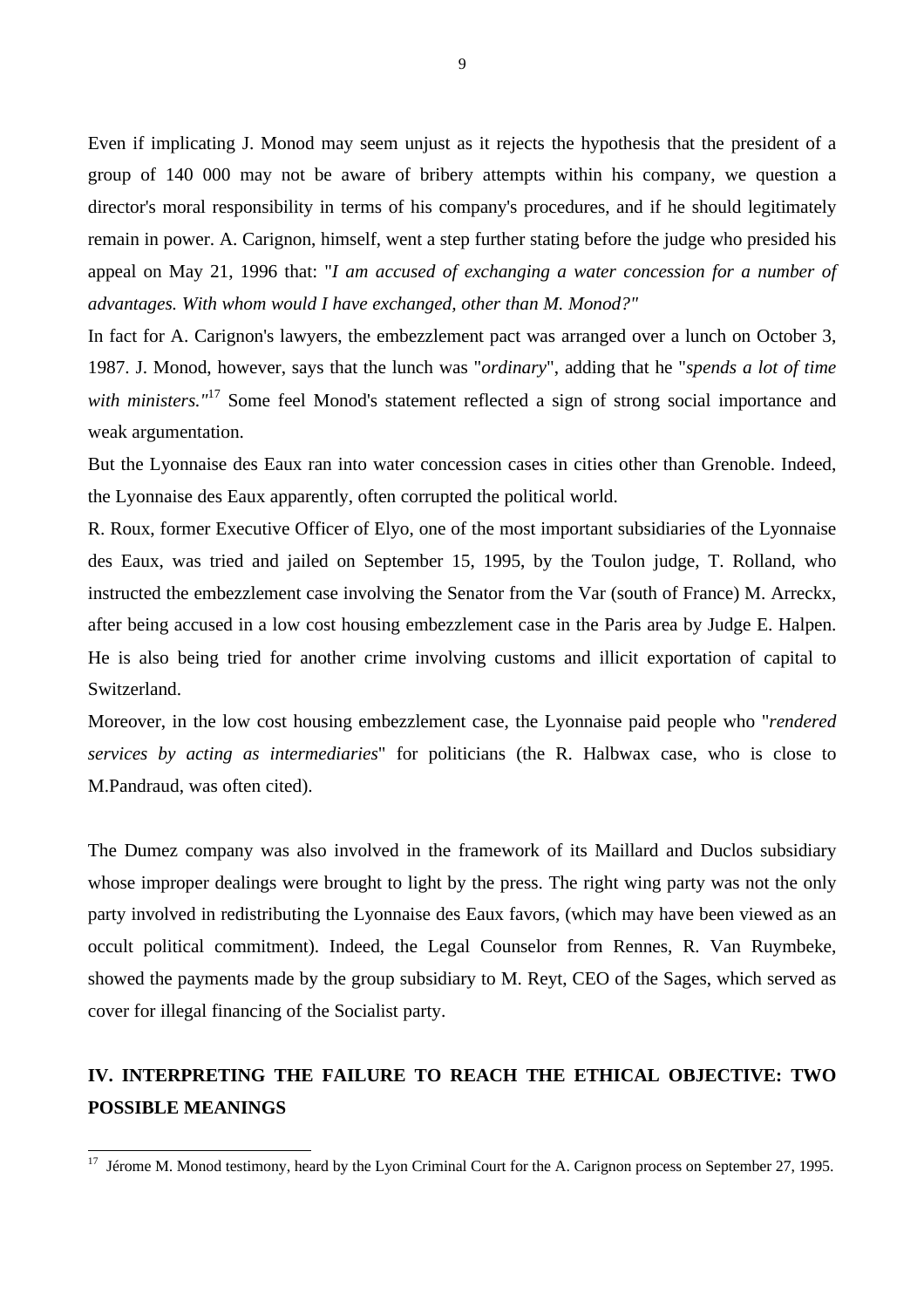Even if implicating J. Monod may seem unjust as it rejects the hypothesis that the president of a group of 140 000 may not be aware of bribery attempts within his company, we question a director's moral responsibility in terms of his company's procedures, and if he should legitimately remain in power. A. Carignon, himself, went a step further stating before the judge who presided his appeal on May 21, 1996 that: "*I am accused of exchanging a water concession for a number of advantages. With whom would I have exchanged, other than M. Monod?"*

In fact for A. Carignon's lawyers, the embezzlement pact was arranged over a lunch on October 3, 1987. J. Monod, however, says that the lunch was "*ordinary*", adding that he "*spends a lot of time with ministers."*[17] Some feel Monod's statement reflected a sign of strong social importance and weak argumentation.

But the Lyonnaise des Eaux ran into water concession cases in cities other than Grenoble. Indeed, the Lyonnaise des Eaux apparently, often corrupted the political world.

R. Roux, former Executive Officer of Elyo, one of the most important subsidiaries of the Lyonnaise des Eaux, was tried and jailed on September 15, 1995, by the Toulon judge, T. Rolland, who instructed the embezzlement case involving the Senator from the Var (south of France) M. Arreckx, after being accused in a low cost housing embezzlement case in the Paris area by Judge E. Halpen. He is also being tried for another crime involving customs and illicit exportation of capital to Switzerland.

Moreover, in the low cost housing embezzlement case, the Lyonnaise paid people who "*rendered services by acting as intermediaries*" for politicians (the R. Halbwax case, who is close to M.Pandraud, was often cited).

The Dumez company was also involved in the framework of its Maillard and Duclos subsidiary whose improper dealings were brought to light by the press. The right wing party was not the only party involved in redistributing the Lyonnaise des Eaux favors, (which may have been viewed as an occult political commitment). Indeed, the Legal Counselor from Rennes, R. Van Ruymbeke, showed the payments made by the group subsidiary to M. Reyt, CEO of the Sages, which served as cover for illegal financing of the Socialist party.

## IV. INTERPRETING THE FAILURE TO REACH THE ETHICAL OBJECTIVE: TWO POSSIBLE MEANINGS

[17] Jérome M. Monod testimony, heard by the Lyon Criminal Court for the A. Carignon process on September 27, 1995.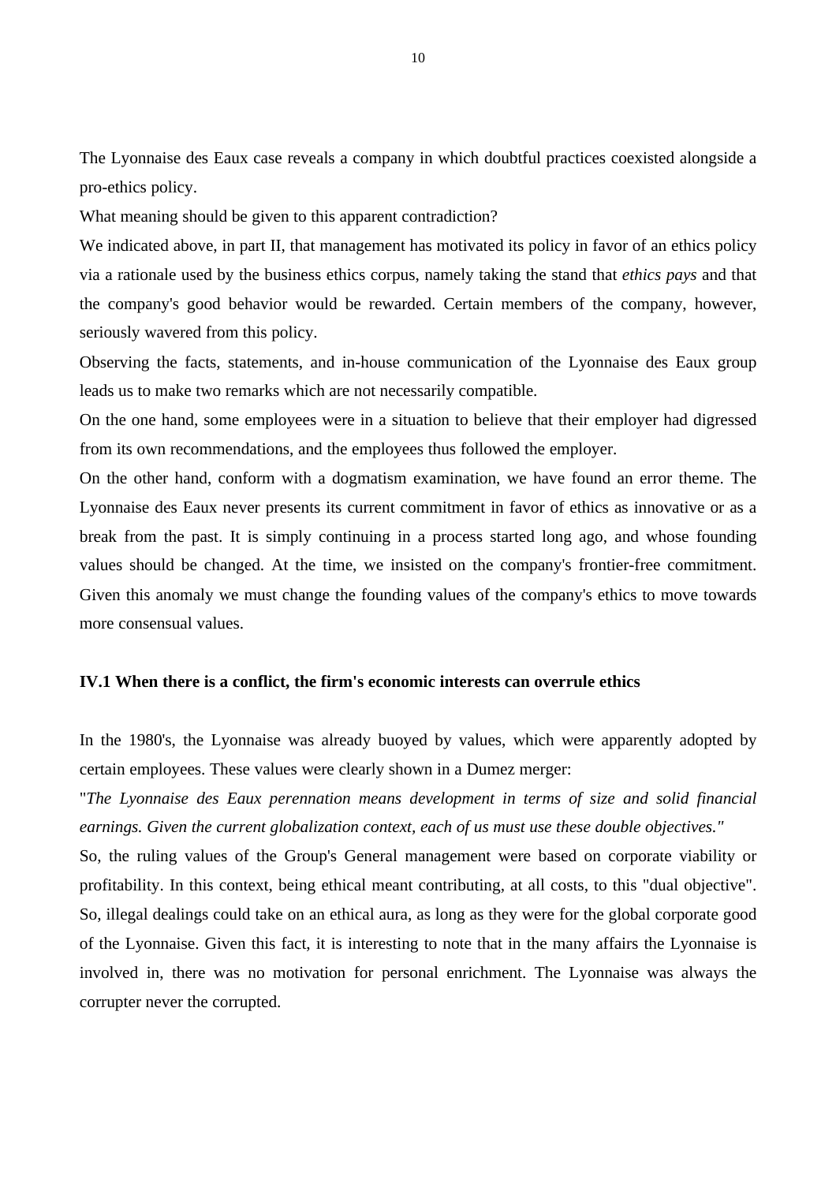The Lyonnaise des Eaux case reveals a company in which doubtful practices coexisted alongside a pro-ethics policy.

What meaning should be given to this apparent contradiction?

We indicated above, in part II, that management has motivated its policy in favor of an ethics policy via a rationale used by the business ethics corpus, namely taking the stand that *ethics pays* and that the company's good behavior would be rewarded. Certain members of the company, however, seriously wavered from this policy.

Observing the facts, statements, and in-house communication of the Lyonnaise des Eaux group leads us to make two remarks which are not necessarily compatible.

On the one hand, some employees were in a situation to believe that their employer had digressed from its own recommendations, and the employees thus followed the employer.

On the other hand, conform with a dogmatism examination, we have found an error theme. The Lyonnaise des Eaux never presents its current commitment in favor of ethics as innovative or as a break from the past. It is simply continuing in a process started long ago, and whose founding values should be changed. At the time, we insisted on the company's frontier-free commitment. Given this anomaly we must change the founding values of the company's ethics to move towards more consensual values.

### IV.1 When there is a conflict, the firm's economic interests can overrule ethics

In the 1980's, the Lyonnaise was already buoyed by values, which were apparently adopted by certain employees. These values were clearly shown in a Dumez merger:

"*The Lyonnaise des Eaux perennation means development in terms of size and solid financial earnings. Given the current globalization context, each of us must use these double objectives."*

So, the ruling values of the Group's General management were based on corporate viability or profitability. In this context, being ethical meant contributing, at all costs, to this "dual objective". So, illegal dealings could take on an ethical aura, as long as they were for the global corporate good of the Lyonnaise. Given this fact, it is interesting to note that in the many affairs the Lyonnaise is involved in, there was no motivation for personal enrichment. The Lyonnaise was always the corrupter never the corrupted.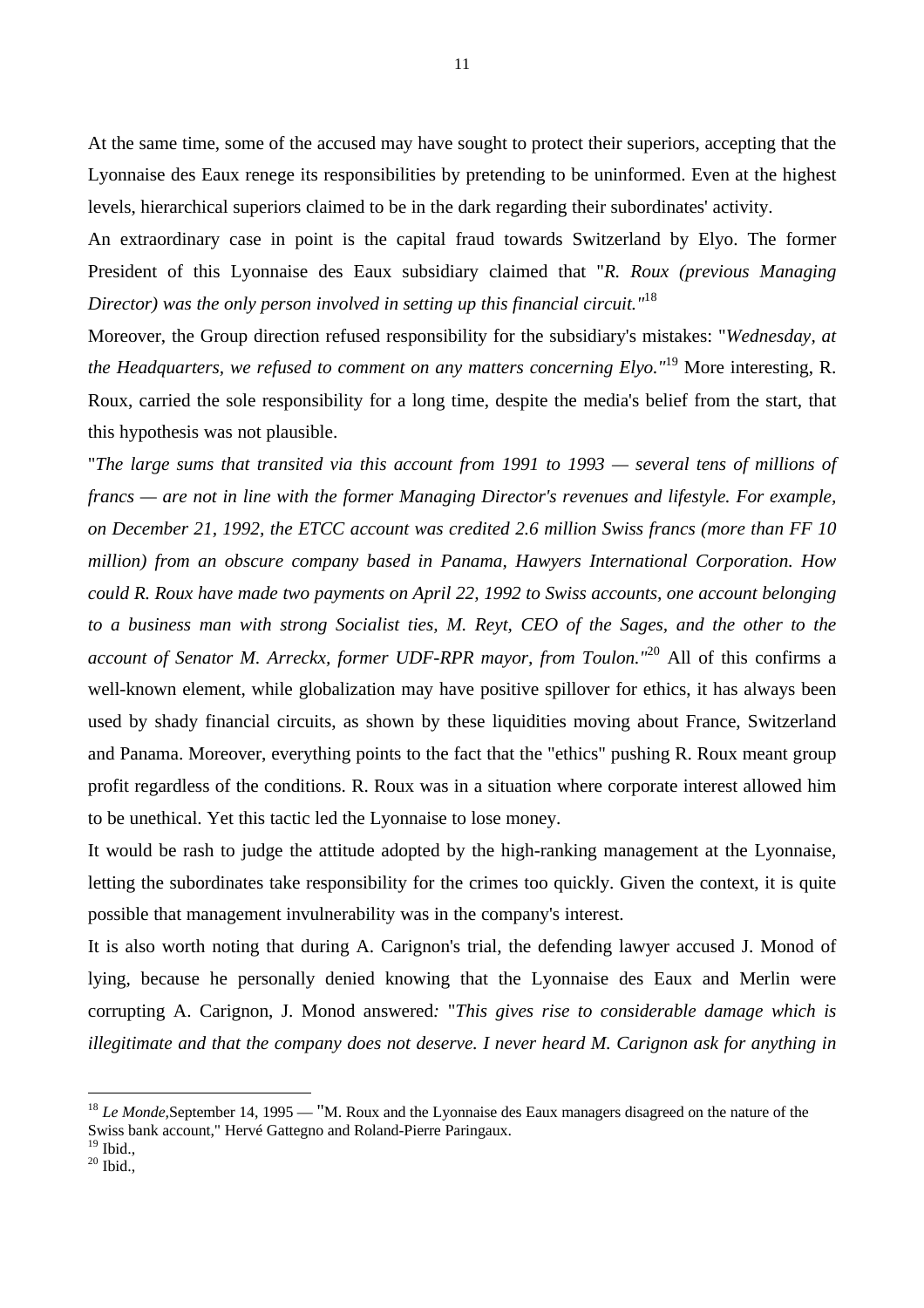At the same time, some of the accused may have sought to protect their superiors, accepting that the Lyonnaise des Eaux renege its responsibilities by pretending to be uninformed. Even at the highest levels, hierarchical superiors claimed to be in the dark regarding their subordinates' activity.

An extraordinary case in point is the capital fraud towards Switzerland by Elyo. The former President of this Lyonnaise des Eaux subsidiary claimed that "*R. Roux (previous Managing Director) was the only person involved in setting up this financial circuit.*"[18]

Moreover, the Group direction refused responsibility for the subsidiary's mistakes: "*Wednesday, at the Headquarters, we refused to comment on any matters concerning Elyo.*"[19] More interesting, R. Roux, carried the sole responsibility for a long time, despite the media's belief from the start, that this hypothesis was not plausible.

"*The large sums that transited via this account from 1991 to 1993 — several tens of millions of francs — are not in line with the former Managing Director's revenues and lifestyle. For example, on December 21, 1992, the ETCC account was credited 2.6 million Swiss francs (more than FF 10 million) from an obscure company based in Panama, Hawyers International Corporation. How could R. Roux have made two payments on April 22, 1992 to Swiss accounts, one account belonging to a business man with strong Socialist ties, M. Reyt, CEO of the Sages, and the other to the account of Senator M. Arreckx, former UDF-RPR mayor, from Toulon.*"[20] All of this confirms a well-known element, while globalization may have positive spillover for ethics, it has always been used by shady financial circuits, as shown by these liquidities moving about France, Switzerland and Panama. Moreover, everything points to the fact that the "ethics" pushing R. Roux meant group profit regardless of the conditions. R. Roux was in a situation where corporate interest allowed him to be unethical. Yet this tactic led the Lyonnaise to lose money.

It would be rash to judge the attitude adopted by the high-ranking management at the Lyonnaise, letting the subordinates take responsibility for the crimes too quickly. Given the context, it is quite possible that management invulnerability was in the company's interest.

It is also worth noting that during A. Carignon's trial, the defending lawyer accused J. Monod of lying, because he personally denied knowing that the Lyonnaise des Eaux and Merlin were corrupting A. Carignon, J. Monod answered: "*This gives rise to considerable damage which is illegitimate and that the company does not deserve. I never heard M. Carignon ask for anything in*

---

[18] *Le Monde,*September 14, 1995 — "M. Roux and the Lyonnaise des Eaux managers disagreed on the nature of the Swiss bank account," Hervé Gattegno and Roland-Pierre Paringaux.

[19] Ibid.,

[20] Ibid.,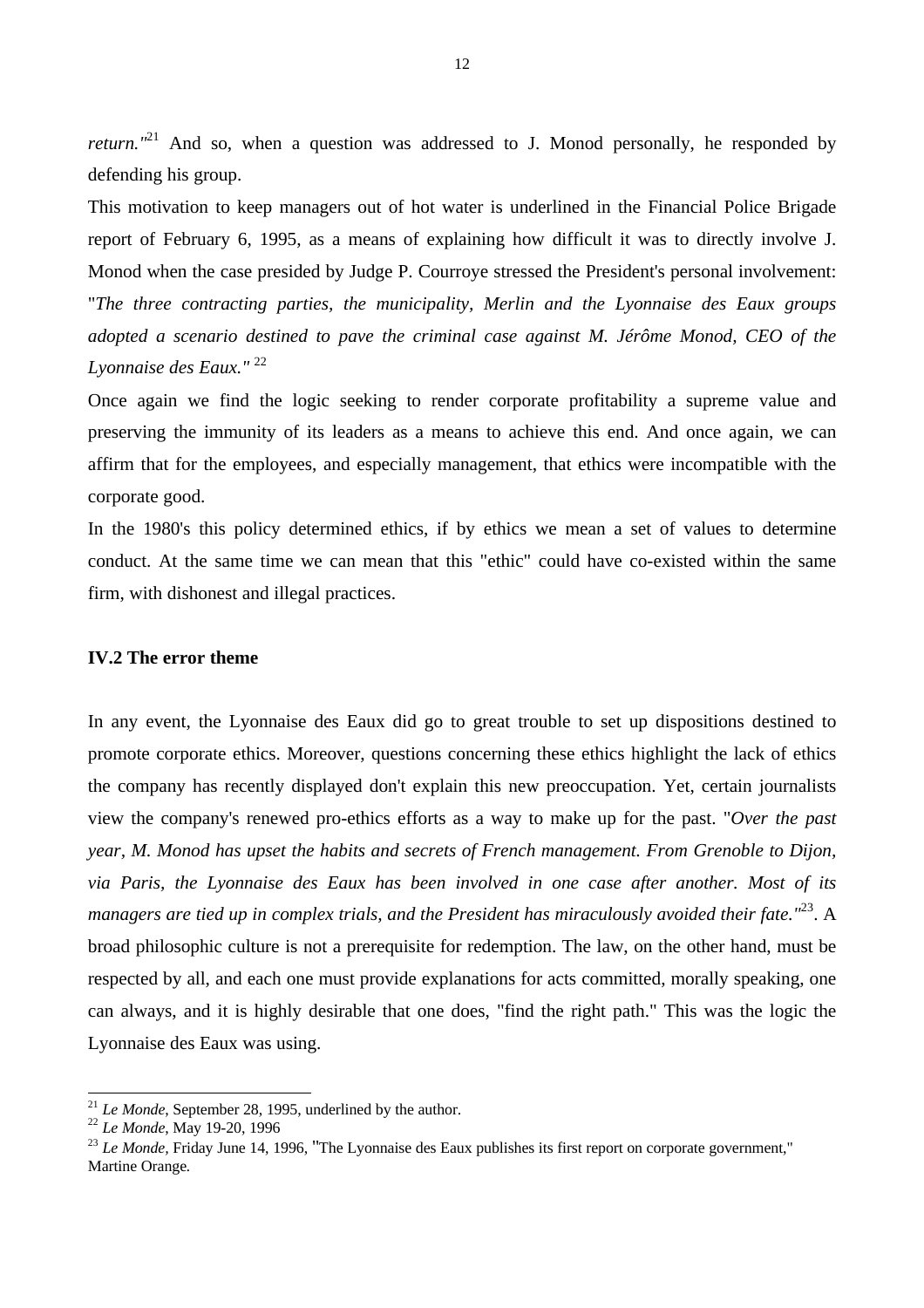*return."*[21] And so, when a question was addressed to J. Monod personally, he responded by defending his group.

This motivation to keep managers out of hot water is underlined in the Financial Police Brigade report of February 6, 1995, as a means of explaining how difficult it was to directly involve J. Monod when the case presided by Judge P. Courroye stressed the President's personal involvement: "*The three contracting parties, the municipality, Merlin and the Lyonnaise des Eaux groups adopted a scenario destined to pave the criminal case against M. Jérôme Monod, CEO of the Lyonnaise des Eaux."* [22]

Once again we find the logic seeking to render corporate profitability a supreme value and preserving the immunity of its leaders as a means to achieve this end. And once again, we can affirm that for the employees, and especially management, that ethics were incompatible with the corporate good.

In the 1980's this policy determined ethics, if by ethics we mean a set of values to determine conduct. At the same time we can mean that this "ethic" could have co-existed within the same firm, with dishonest and illegal practices.

### IV.2 The error theme

In any event, the Lyonnaise des Eaux did go to great trouble to set up dispositions destined to promote corporate ethics. Moreover, questions concerning these ethics highlight the lack of ethics the company has recently displayed don't explain this new preoccupation. Yet, certain journalists view the company's renewed pro-ethics efforts as a way to make up for the past. "*Over the past year, M. Monod has upset the habits and secrets of French management. From Grenoble to Dijon, via Paris, the Lyonnaise des Eaux has been involved in one case after another. Most of its managers are tied up in complex trials, and the President has miraculously avoided their fate."*[23]. A broad philosophic culture is not a prerequisite for redemption. The law, on the other hand, must be respected by all, and each one must provide explanations for acts committed, morally speaking, one can always, and it is highly desirable that one does, "find the right path." This was the logic the Lyonnaise des Eaux was using.

---

[21] *Le Monde*, September 28, 1995, underlined by the author.
[22] *Le Monde*, May 19-20, 1996
[23] *Le Monde,* Friday June 14, 1996, "The Lyonnaise des Eaux publishes its first report on corporate government," Martine Orange.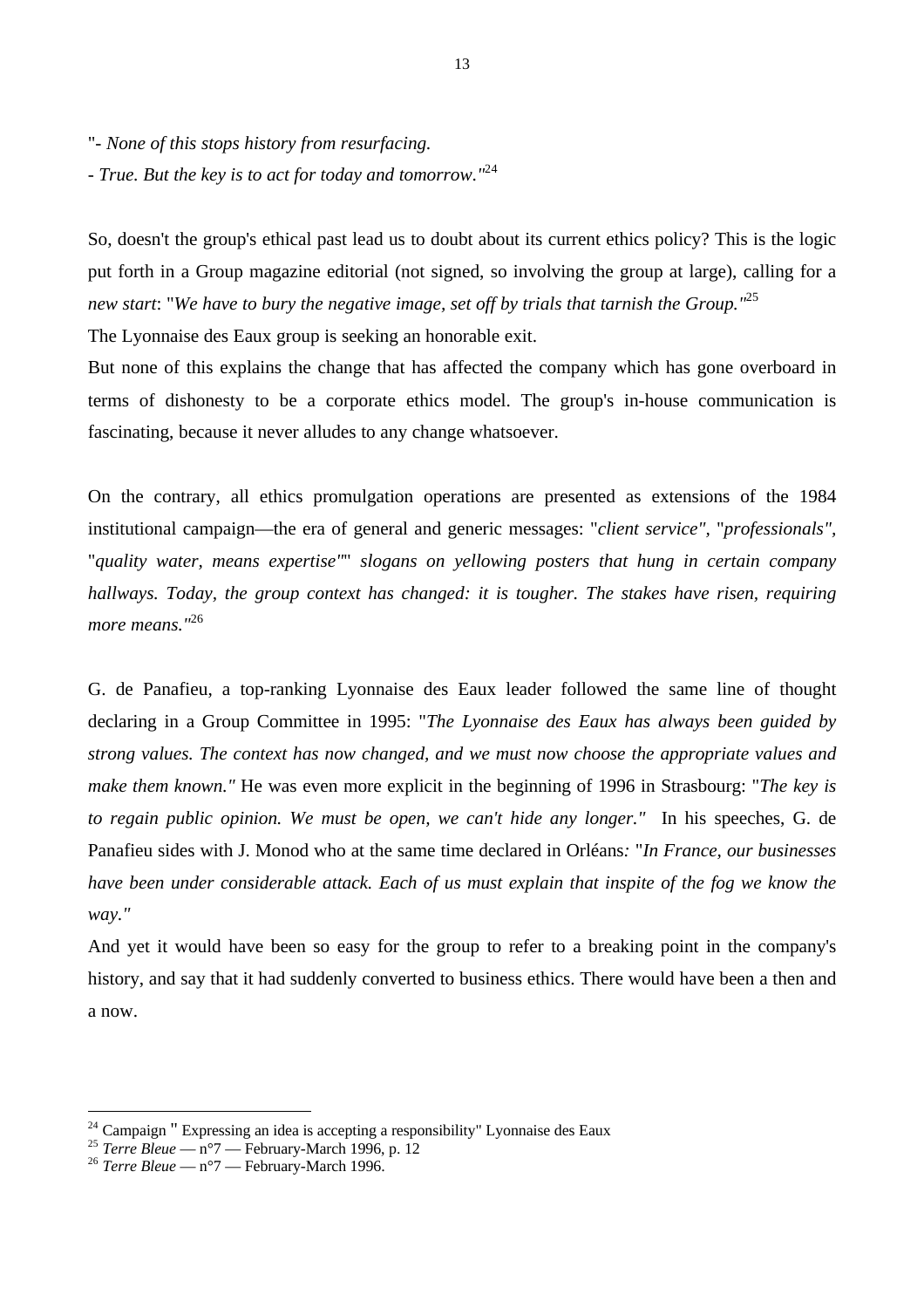"- *None of this stops history from resurfacing.*
- *True. But the key is to act for today and tomorrow."*[24]

So, doesn't the group's ethical past lead us to doubt about its current ethics policy? This is the logic put forth in a Group magazine editorial (not signed, so involving the group at large), calling for a *new start*: "*We have to bury the negative image, set off by trials that tarnish the Group."*[25]
The Lyonnaise des Eaux group is seeking an honorable exit.
But none of this explains the change that has affected the company which has gone overboard in terms of dishonesty to be a corporate ethics model. The group's in-house communication is fascinating, because it never alludes to any change whatsoever.

On the contrary, all ethics promulgation operations are presented as extensions of the 1984 institutional campaign—the era of general and generic messages: "*client service"*, "*professionals"*, "*quality water, means expertise'"' slogans on yellowing posters that hung in certain company hallways. Today, the group context has changed: it is tougher. The stakes have risen, requiring more means."*[26]

G. de Panafieu, a top-ranking Lyonnaise des Eaux leader followed the same line of thought declaring in a Group Committee in 1995: "*The Lyonnaise des Eaux has always been guided by strong values. The context has now changed, and we must now choose the appropriate values and make them known."* He was even more explicit in the beginning of 1996 in Strasbourg: "*The key is to regain public opinion. We must be open, we can't hide any longer."* In his speeches, G. de Panafieu sides with J. Monod who at the same time declared in Orléans*:* "*In France, our businesses have been under considerable attack. Each of us must explain that inspite of the fog we know the way."*
And yet it would have been so easy for the group to refer to a breaking point in the company's history, and say that it had suddenly converted to business ethics. There would have been a then and a now.

---

[24] Campaign " Expressing an idea is accepting a responsibility" Lyonnaise des Eaux
[25] *Terre Bleue* — n°7 — February-March 1996, p. 12
[26] *Terre Bleue* — n°7 — February-March 1996.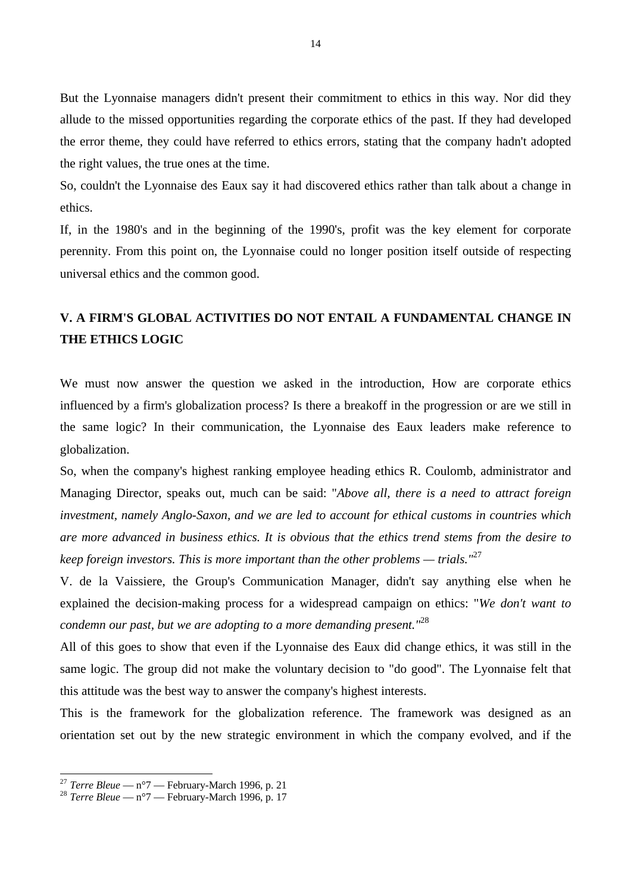But the Lyonnaise managers didn't present their commitment to ethics in this way. Nor did they allude to the missed opportunities regarding the corporate ethics of the past. If they had developed the error theme, they could have referred to ethics errors, stating that the company hadn't adopted the right values, the true ones at the time.

So, couldn't the Lyonnaise des Eaux say it had discovered ethics rather than talk about a change in ethics.

If, in the 1980's and in the beginning of the 1990's, profit was the key element for corporate perennity. From this point on, the Lyonnaise could no longer position itself outside of respecting universal ethics and the common good.

## V. A FIRM'S GLOBAL ACTIVITIES DO NOT ENTAIL A FUNDAMENTAL CHANGE IN THE ETHICS LOGIC

We must now answer the question we asked in the introduction, How are corporate ethics influenced by a firm's globalization process? Is there a breakoff in the progression or are we still in the same logic? In their communication, the Lyonnaise des Eaux leaders make reference to globalization.

So, when the company's highest ranking employee heading ethics R. Coulomb, administrator and Managing Director, speaks out, much can be said: "*Above all, there is a need to attract foreign investment, namely Anglo-Saxon, and we are led to account for ethical customs in countries which are more advanced in business ethics. It is obvious that the ethics trend stems from the desire to keep foreign investors. This is more important than the other problems — trials.*"[27]

V. de la Vaissiere, the Group's Communication Manager, didn't say anything else when he explained the decision-making process for a widespread campaign on ethics: "*We don't want to condemn our past, but we are adopting to a more demanding present.*"[28]

All of this goes to show that even if the Lyonnaise des Eaux did change ethics, it was still in the same logic. The group did not make the voluntary decision to "do good". The Lyonnaise felt that this attitude was the best way to answer the company's highest interests.

This is the framework for the globalization reference. The framework was designed as an orientation set out by the new strategic environment in which the company evolved, and if the

---

[27] *Terre Bleue* — n°7 — February-March 1996, p. 21

[28] *Terre Bleue* — n°7 — February-March 1996, p. 17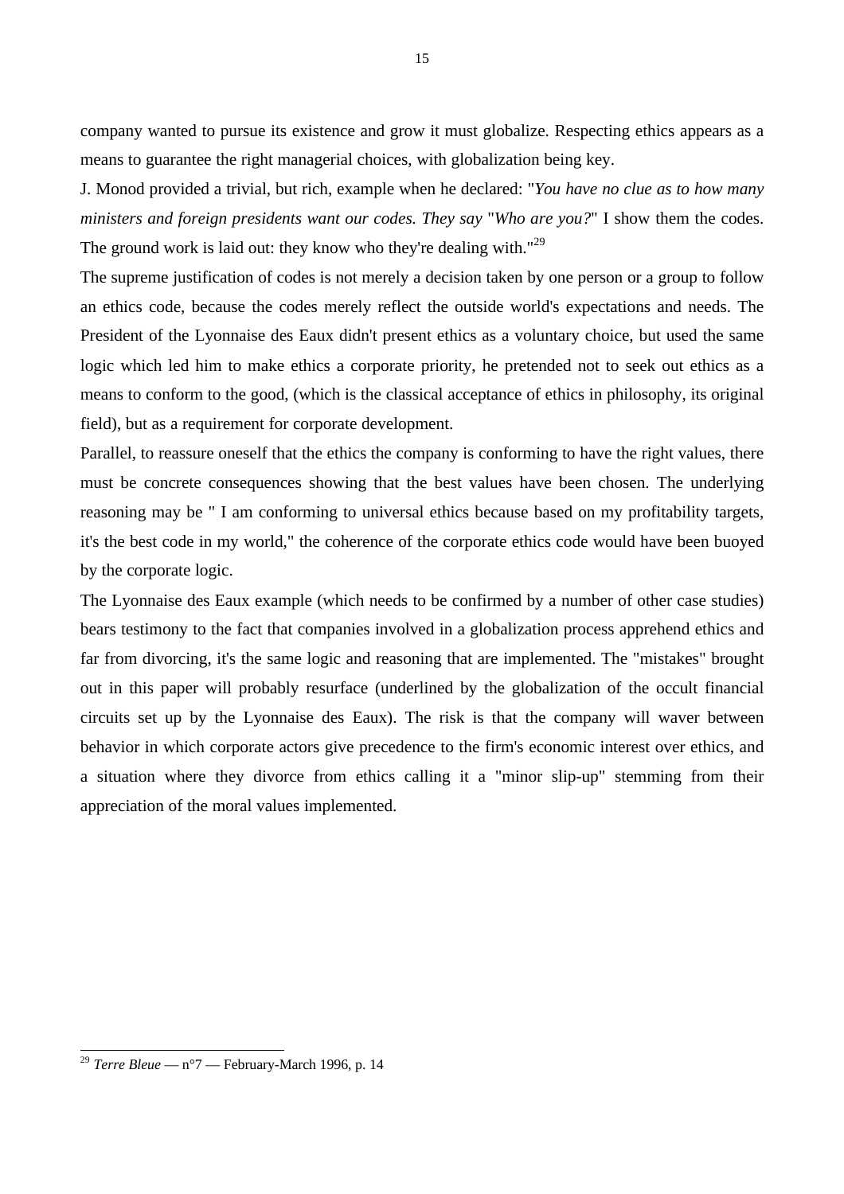company wanted to pursue its existence and grow it must globalize. Respecting ethics appears as a means to guarantee the right managerial choices, with globalization being key.

J. Monod provided a trivial, but rich, example when he declared: "*You have no clue as to how many ministers and foreign presidents want our codes. They say* "*Who are you?*" I show them the codes. The ground work is laid out: they know who they're dealing with."[29]

The supreme justification of codes is not merely a decision taken by one person or a group to follow an ethics code, because the codes merely reflect the outside world's expectations and needs. The President of the Lyonnaise des Eaux didn't present ethics as a voluntary choice, but used the same logic which led him to make ethics a corporate priority, he pretended not to seek out ethics as a means to conform to the good, (which is the classical acceptance of ethics in philosophy, its original field), but as a requirement for corporate development.

Parallel, to reassure oneself that the ethics the company is conforming to have the right values, there must be concrete consequences showing that the best values have been chosen. The underlying reasoning may be " I am conforming to universal ethics because based on my profitability targets, it's the best code in my world," the coherence of the corporate ethics code would have been buoyed by the corporate logic.

The Lyonnaise des Eaux example (which needs to be confirmed by a number of other case studies) bears testimony to the fact that companies involved in a globalization process apprehend ethics and far from divorcing, it's the same logic and reasoning that are implemented. The "mistakes" brought out in this paper will probably resurface (underlined by the globalization of the occult financial circuits set up by the Lyonnaise des Eaux). The risk is that the company will waver between behavior in which corporate actors give precedence to the firm's economic interest over ethics, and a situation where they divorce from ethics calling it a "minor slip-up" stemming from their appreciation of the moral values implemented.

---

[29] *Terre Bleue* — n°7 — February-March 1996, p. 14